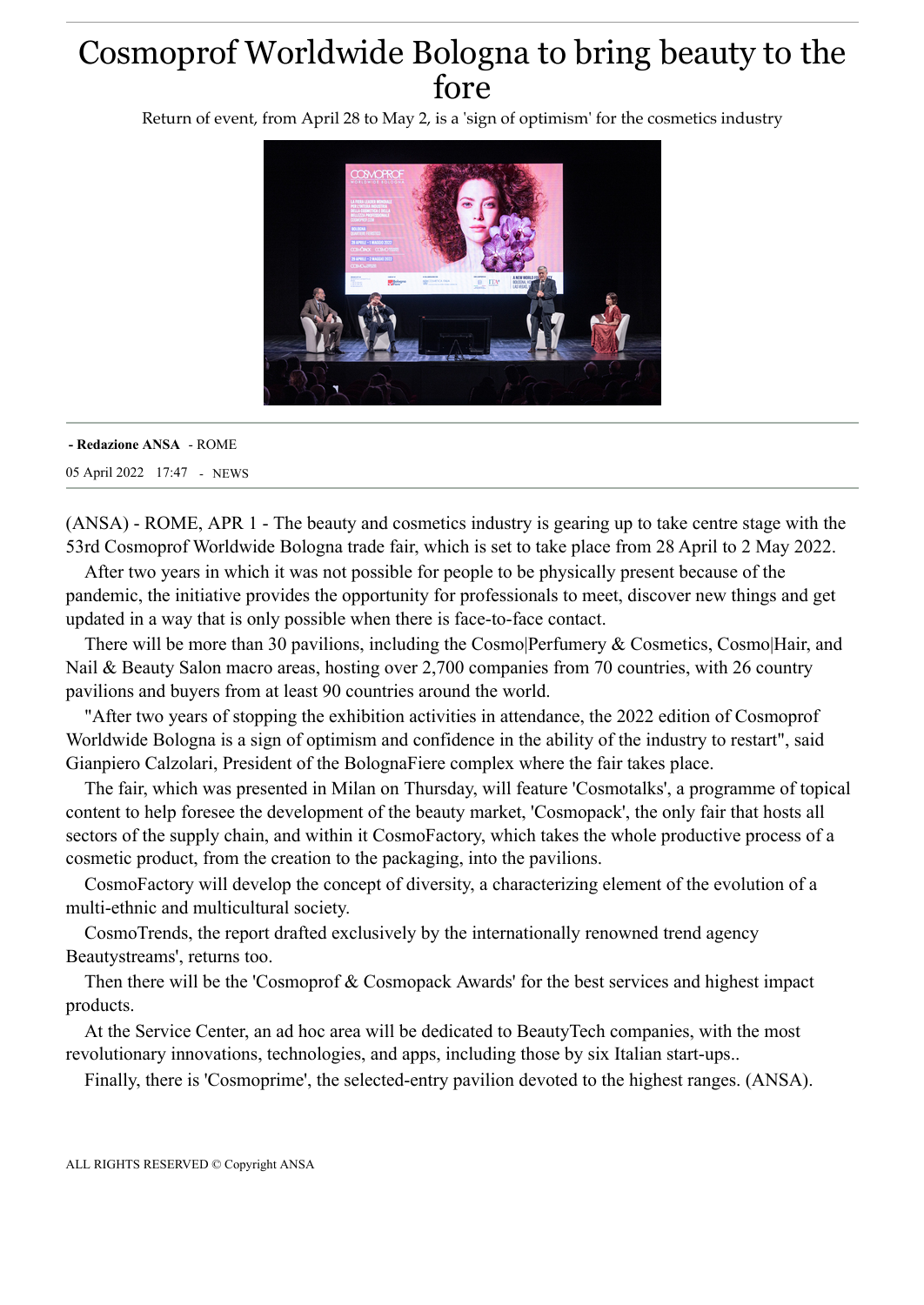# Cosmoprof Worldwide Bologna to bring beauty to the fore

Return of event, from April 28 to May 2, is a 'sign of optimism' for the cosmetics industry

**- Redazione ANSA** - ROME

05 April 2022 17:47 - NEWS

(ANSA) - ROME, APR 1 - The beauty and cosmetics industry is gearing up to take centre stage with the 53rd Cosmoprof Worldwide Bologna trade fair, which is set to take place from 28 April to 2 May 2022.

After two years in which it was not possible for people to be physically present because of the pandemic, the initiative provides the opportunity for professionals to meet, discover new things and get updated in a way that is only possible when there is face-to-face contact.

There will be more than 30 pavilions, including the Cosmo|Perfumery & Cosmetics, Cosmo|Hair, and Nail & Beauty Salon macro areas, hosting over 2,700 companies from 70 countries, with 26 country pavilions and buyers from at least 90 countries around the world.

"After two years of stopping the exhibition activities in attendance, the 2022 edition of Cosmoprof Worldwide Bologna is a sign of optimism and confidence in the ability of the industry to restart", said Gianpiero Calzolari, President of the BolognaFiere complex where the fair takes place.

The fair, which was presented in Milan on Thursday, will feature 'Cosmotalks', a programme of topical content to help foresee the development of the beauty market, 'Cosmopack', the only fair that hosts all sectors of the supply chain, and within it CosmoFactory, which takes the whole productive process of a cosmetic product, from the creation to the packaging, into the pavilions.

CosmoFactory will develop the concept of diversity, a characterizing element of the evolution of a multi-ethnic and multicultural society.

CosmoTrends, the report drafted exclusively by the internationally renowned trend agency Beautystreams', returns too.

Then there will be the 'Cosmoprof & Cosmopack Awards' for the best services and highest impact products.

At the Service Center, an ad hoc area will be dedicated to BeautyTech companies, with the most revolutionary innovations, technologies, and apps, including those by six Italian start-ups..

Finally, there is 'Cosmoprime', the selected-entry pavilion devoted to the highest ranges. (ANSA).

ALL RIGHTS RESERVED © Copyright ANSA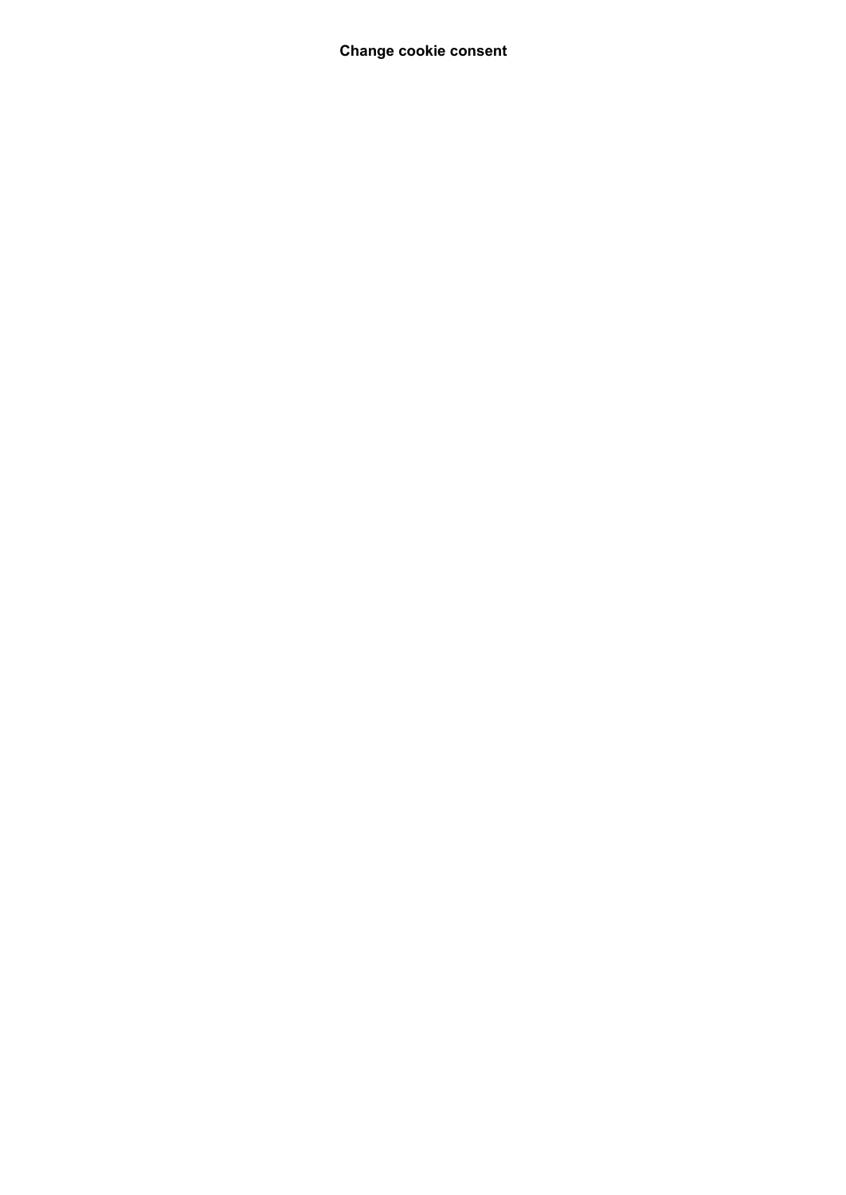**Change cookie consent**